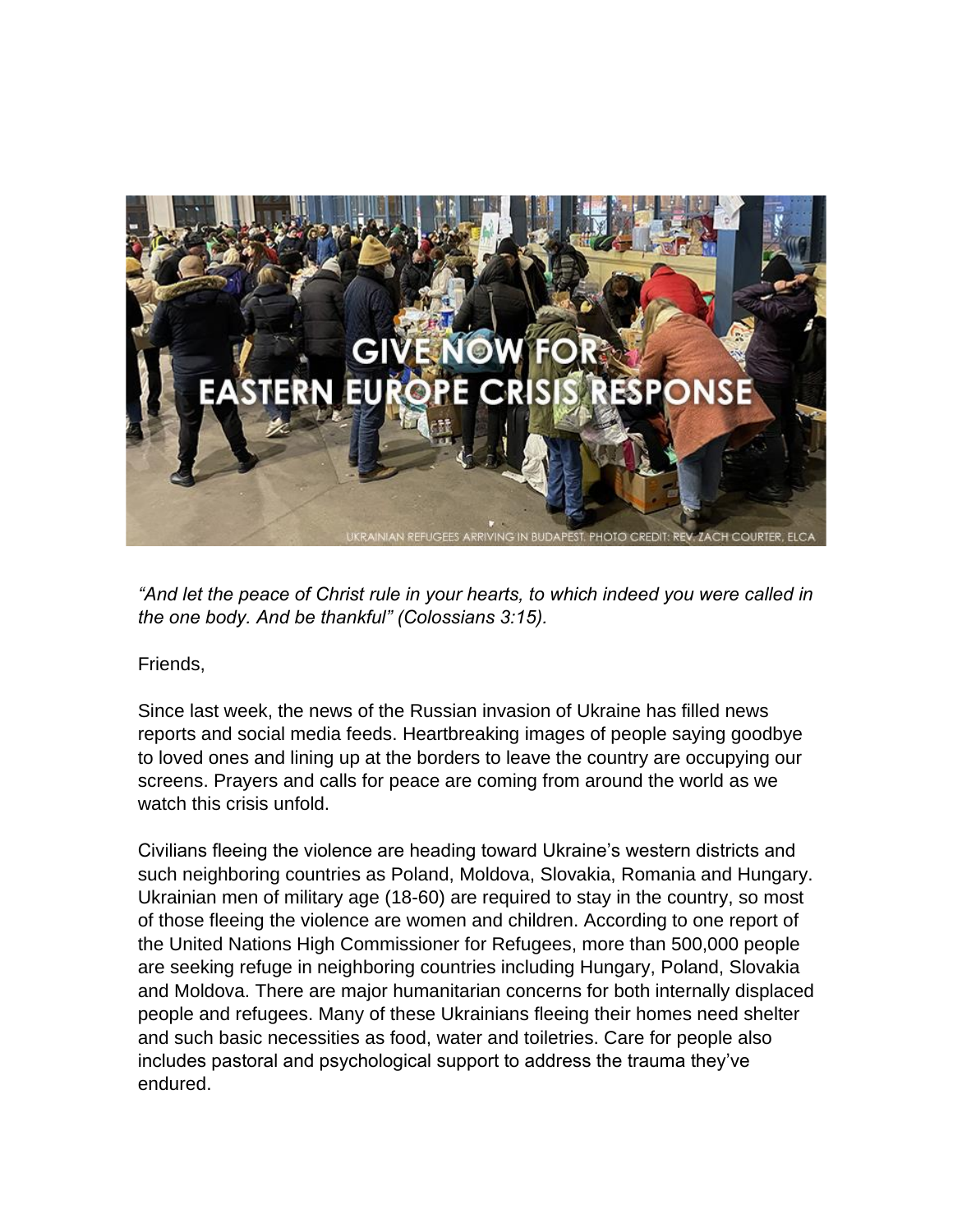GIVE NOW FOR EASTERN EUROPE CRISIS RESPONSE

UKRAINIAN REFUGEES ARRIVING IN BUDAPEST. PHOTO CREDIT: REV. ZACH COURTER, ELCA

*“And let the peace of Christ rule in your hearts, to which indeed you were called in the one body. And be thankful” (Colossians 3:15).*

Friends,

Since last week, the news of the Russian invasion of Ukraine has filled news reports and social media feeds. Heartbreaking images of people saying goodbye to loved ones and lining up at the borders to leave the country are occupying our screens. Prayers and calls for peace are coming from around the world as we watch this crisis unfold.

Civilians fleeing the violence are heading toward Ukraine’s western districts and such neighboring countries as Poland, Moldova, Slovakia, Romania and Hungary. Ukrainian men of military age (18-60) are required to stay in the country, so most of those fleeing the violence are women and children. According to one report of the United Nations High Commissioner for Refugees, more than 500,000 people are seeking refuge in neighboring countries including Hungary, Poland, Slovakia and Moldova. There are major humanitarian concerns for both internally displaced people and refugees. Many of these Ukrainians fleeing their homes need shelter and such basic necessities as food, water and toiletries. Care for people also includes pastoral and psychological support to address the trauma they’ve endured.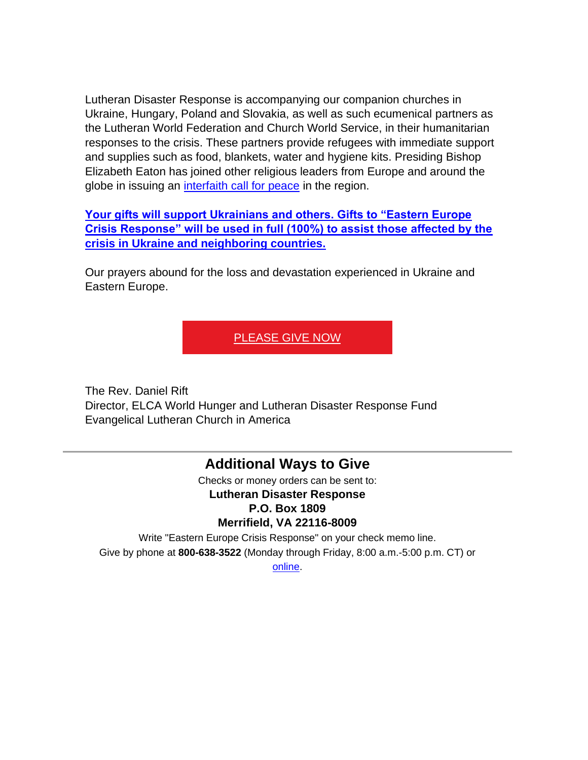Lutheran Disaster Response is accompanying our companion churches in Ukraine, Hungary, Poland and Slovakia, as well as such ecumenical partners as the Lutheran World Federation and Church World Service, in their humanitarian responses to the crisis. These partners provide refugees with immediate support and supplies such as food, blankets, water and hygiene kits. Presiding Bishop Elizabeth Eaton has joined other religious leaders from Europe and around the globe in issuing an interfaith call for peace in the region.

**Your gifts will support Ukrainians and others. Gifts to "Eastern Europe Crisis Response" will be used in full (100%) to assist those affected by the crisis in Ukraine and neighboring countries.**

Our prayers abound for the loss and devastation experienced in Ukraine and Eastern Europe.

PLEASE GIVE NOW

The Rev. Daniel Rift
Director, ELCA World Hunger and Lutheran Disaster Response Fund
Evangelical Lutheran Church in America

---

## Additional Ways to Give

Checks or money orders can be sent to:

**Lutheran Disaster Response**
**P.O. Box 1809**
**Merrifield, VA 22116-8009**

Write "Eastern Europe Crisis Response" on your check memo line.

Give by phone at **800-638-3522** (Monday through Friday, 8:00 a.m.-5:00 p.m. CT) or online.